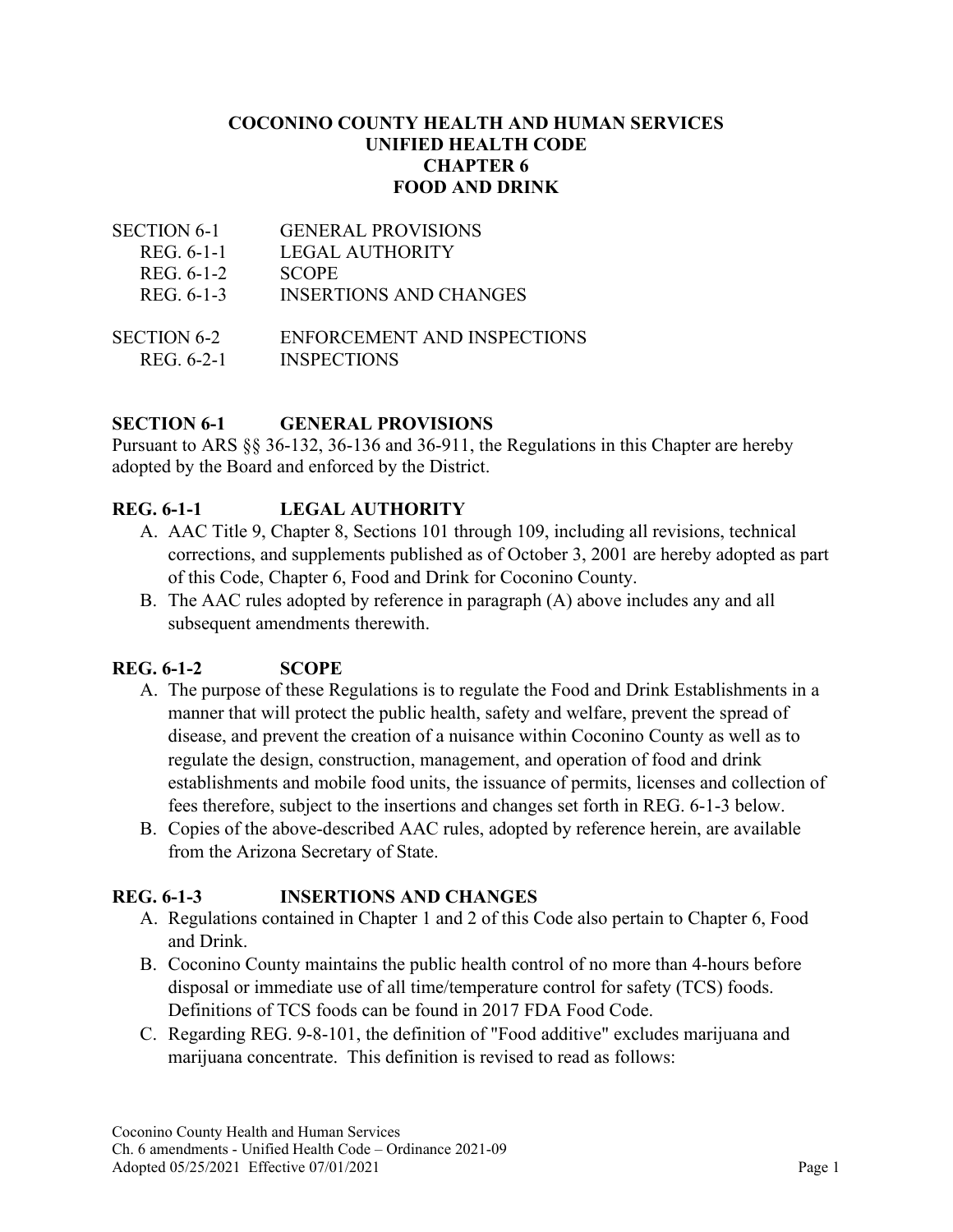# COCONINO COUNTY HEALTH AND HUMAN SERVICES
# UNIFIED HEALTH CODE
# CHAPTER 6
# FOOD AND DRINK

| | |
|---|---|
| SECTION 6-1 | GENERAL PROVISIONS |
| REG. 6-1-1 | LEGAL AUTHORITY |
| REG. 6-1-2 | SCOPE |
| REG. 6-1-3 | INSERTIONS AND CHANGES |
| SECTION 6-2 | ENFORCEMENT AND INSPECTIONS |
| REG. 6-2-1 | INSPECTIONS |

## SECTION 6-1 GENERAL PROVISIONS

Pursuant to ARS §§ 36-132, 36-136 and 36-911, the Regulations in this Chapter are hereby adopted by the Board and enforced by the District.

### REG. 6-1-1 LEGAL AUTHORITY

A. AAC Title 9, Chapter 8, Sections 101 through 109, including all revisions, technical corrections, and supplements published as of October 3, 2001 are hereby adopted as part of this Code, Chapter 6, Food and Drink for Coconino County.

B. The AAC rules adopted by reference in paragraph (A) above includes any and all subsequent amendments therewith.

### REG. 6-1-2 SCOPE

A. The purpose of these Regulations is to regulate the Food and Drink Establishments in a manner that will protect the public health, safety and welfare, prevent the spread of disease, and prevent the creation of a nuisance within Coconino County as well as to regulate the design, construction, management, and operation of food and drink establishments and mobile food units, the issuance of permits, licenses and collection of fees therefore, subject to the insertions and changes set forth in REG. 6-1-3 below.

B. Copies of the above-described AAC rules, adopted by reference herein, are available from the Arizona Secretary of State.

### REG. 6-1-3 INSERTIONS AND CHANGES

A. Regulations contained in Chapter 1 and 2 of this Code also pertain to Chapter 6, Food and Drink.

B. Coconino County maintains the public health control of no more than 4-hours before disposal or immediate use of all time/temperature control for safety (TCS) foods. Definitions of TCS foods can be found in 2017 FDA Food Code.

C. Regarding REG. 9-8-101, the definition of "Food additive" excludes marijuana and marijuana concentrate. This definition is revised to read as follows: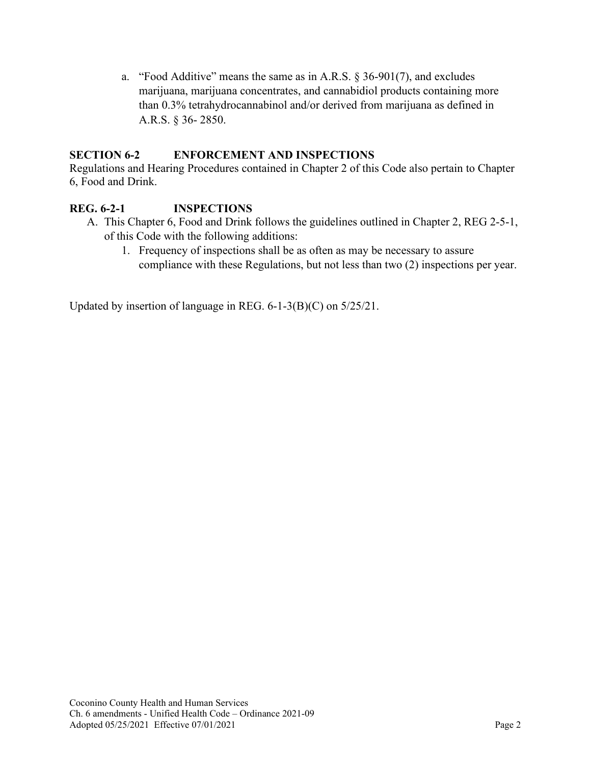a. "Food Additive" means the same as in A.R.S. § 36-901(7), and excludes marijuana, marijuana concentrates, and cannabidiol products containing more than 0.3% tetrahydrocannabinol and/or derived from marijuana as defined in A.R.S. § 36- 2850.

## SECTION 6-2 ENFORCEMENT AND INSPECTIONS

Regulations and Hearing Procedures contained in Chapter 2 of this Code also pertain to Chapter 6, Food and Drink.

### REG. 6-2-1 INSPECTIONS

A. This Chapter 6, Food and Drink follows the guidelines outlined in Chapter 2, REG 2-5-1, of this Code with the following additions:
   1. Frequency of inspections shall be as often as may be necessary to assure compliance with these Regulations, but not less than two (2) inspections per year.

Updated by insertion of language in REG. 6-1-3(B)(C) on 5/25/21.